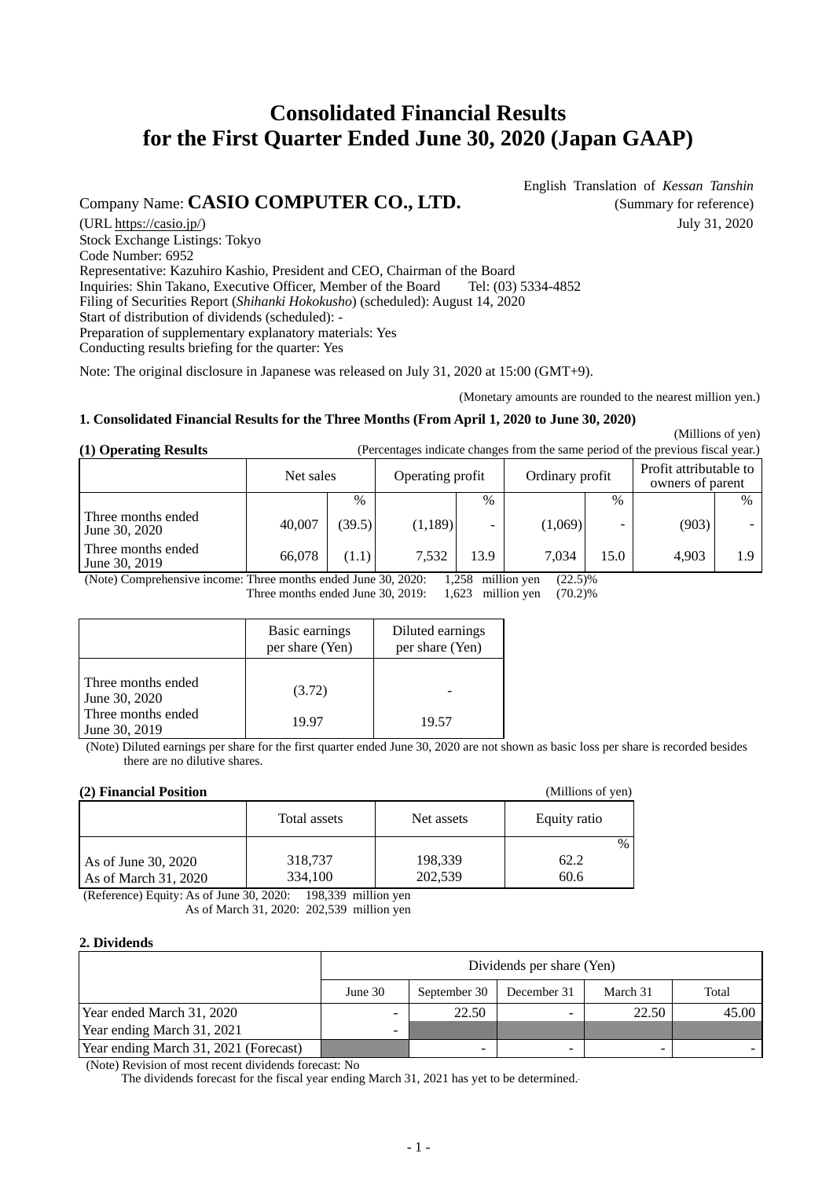# Consolidated Financial Results for the First Quarter Ended June 30, 2020 (Japan GAAP)

English Translation of *Kessan Tanshin*
(Summary for reference)
July 31, 2020

Company Name: **CASIO COMPUTER CO., LTD.**
(URL https://casio.jp/)
Stock Exchange Listings: Tokyo
Code Number: 6952
Representative: Kazuhiro Kashio, President and CEO, Chairman of the Board
Inquiries: Shin Takano, Executive Officer, Member of the Board Tel: (03) 5334-4852
Filing of Securities Report (*Shihanki Hokokusho*) (scheduled): August 14, 2020
Start of distribution of dividends (scheduled): -
Preparation of supplementary explanatory materials: Yes
Conducting results briefing for the quarter: Yes

Note: The original disclosure in Japanese was released on July 31, 2020 at 15:00 (GMT+9).

(Monetary amounts are rounded to the nearest million yen.)

### 1. Consolidated Financial Results for the Three Months (From April 1, 2020 to June 30, 2020)

(Millions of yen)

**(1) Operating Results** (Percentages indicate changes from the same period of the previous fiscal year.)

| | Net sales | | Operating profit | | Ordinary profit | | Profit attributable to owners of parent | |
|---|---|---|---|---|---|---|---|---|
| | | % | | % | | % | | % |
| Three months ended June 30, 2020 | 40,007 | (39.5) | (1,189) | - | (1,069) | - | (903) | - |
| Three months ended June 30, 2019 | 66,078 | (1.1) | 7,532 | 13.9 | 7,034 | 15.0 | 4,903 | 1.9 |

(Note) Comprehensive income: Three months ended June 30, 2020: 1,258 million yen (22.5)%
Three months ended June 30, 2019: 1,623 million yen (70.2)%

| | Basic earnings per share (Yen) | Diluted earnings per share (Yen) |
|---|---|---|
| Three months ended June 30, 2020 | (3.72) | - |
| Three months ended June 30, 2019 | 19.97 | 19.57 |

(Note) Diluted earnings per share for the first quarter ended June 30, 2020 are not shown as basic loss per share is recorded besides there are no dilutive shares.

**(2) Financial Position** (Millions of yen)

| | Total assets | Net assets | Equity ratio |
|---|---|---|---|
| | | | % |
| As of June 30, 2020 | 318,737 | 198,339 | 62.2 |
| As of March 31, 2020 | 334,100 | 202,539 | 60.6 |

(Reference) Equity: As of June 30, 2020: 198,339 million yen
As of March 31, 2020: 202,539 million yen

### 2. Dividends

| | Dividends per share (Yen) | | | | |
|---|---|---|---|---|---|
| | June 30 | September 30 | December 31 | March 31 | Total |
| Year ended March 31, 2020 | - | 22.50 | - | 22.50 | 45.00 |
| Year ending March 31, 2021 | - | | | | |
| Year ending March 31, 2021 (Forecast) | | - | - | - | - |

(Note) Revision of most recent dividends forecast: No
The dividends forecast for the fiscal year ending March 31, 2021 has yet to be determined.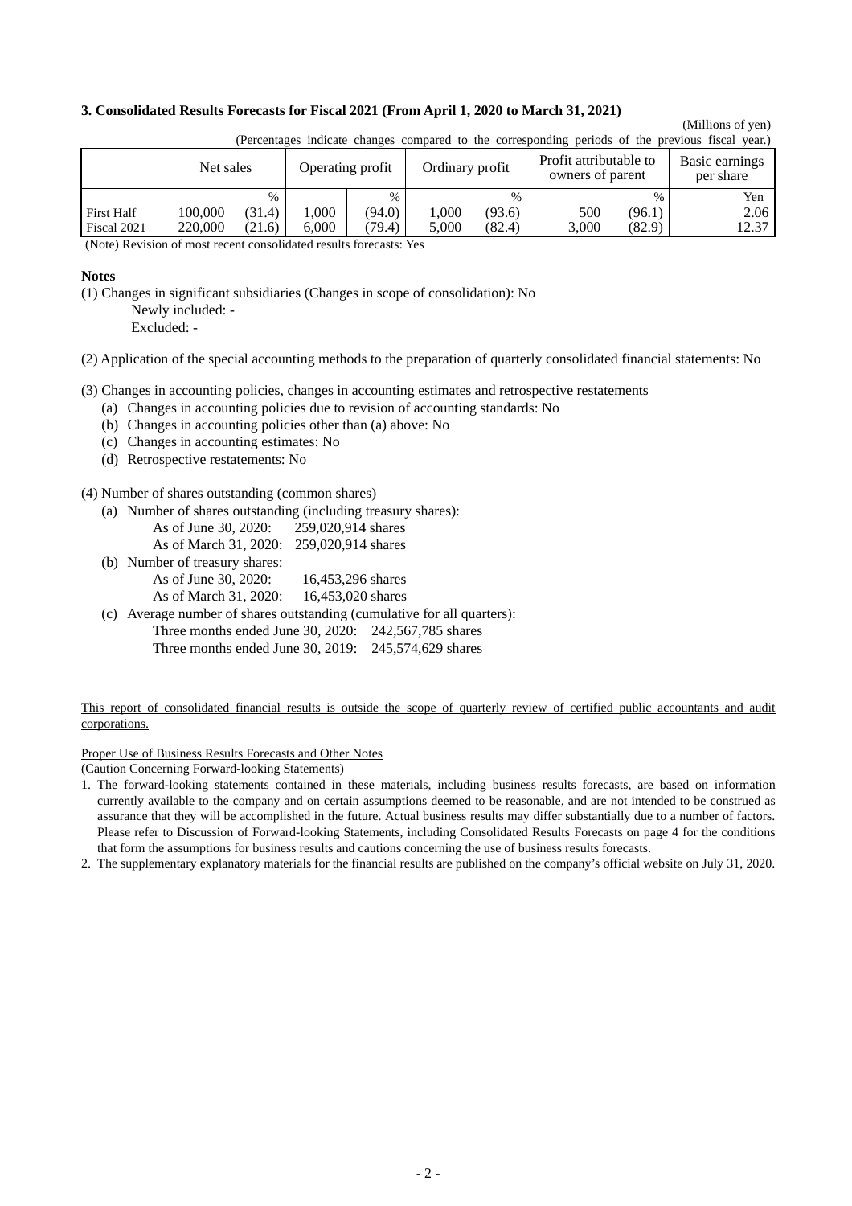### 3. Consolidated Results Forecasts for Fiscal 2021 (From April 1, 2020 to March 31, 2021)

(Millions of yen)

(Percentages indicate changes compared to the corresponding periods of the previous fiscal year.)

| | Net sales | | Operating profit | | Ordinary profit | | Profit attributable to owners of parent | | Basic earnings per share |
|---|---|---|---|---|---|---|---|---|---|
| | | % | | % | | % | | % | Yen |
| First Half | 100,000 | (31.4) | 1,000 | (94.0) | 1,000 | (93.6) | 500 | (96.1) | 2.06 |
| Fiscal 2021 | 220,000 | (21.6) | 6,000 | (79.4) | 5,000 | (82.4) | 3,000 | (82.9) | 12.37 |

(Note) Revision of most recent consolidated results forecasts: Yes

**Notes**

(1) Changes in significant subsidiaries (Changes in scope of consolidation): No
  Newly included: -
  Excluded: -

(2) Application of the special accounting methods to the preparation of quarterly consolidated financial statements: No

(3) Changes in accounting policies, changes in accounting estimates and retrospective restatements
  (a) Changes in accounting policies due to revision of accounting standards: No
  (b) Changes in accounting policies other than (a) above: No
  (c) Changes in accounting estimates: No
  (d) Retrospective restatements: No

(4) Number of shares outstanding (common shares)
  (a) Number of shares outstanding (including treasury shares):
    As of June 30, 2020: 259,020,914 shares
    As of March 31, 2020: 259,020,914 shares
  (b) Number of treasury shares:
    As of June 30, 2020: 16,453,296 shares
    As of March 31, 2020: 16,453,020 shares
  (c) Average number of shares outstanding (cumulative for all quarters):
    Three months ended June 30, 2020: 242,567,785 shares
    Three months ended June 30, 2019: 245,574,629 shares

This report of consolidated financial results is outside the scope of quarterly review of certified public accountants and audit corporations.

Proper Use of Business Results Forecasts and Other Notes

(Caution Concerning Forward-looking Statements)

1. The forward-looking statements contained in these materials, including business results forecasts, are based on information currently available to the company and on certain assumptions deemed to be reasonable, and are not intended to be construed as assurance that they will be accomplished in the future. Actual business results may differ substantially due to a number of factors. Please refer to Discussion of Forward-looking Statements, including Consolidated Results Forecasts on page 4 for the conditions that form the assumptions for business results and cautions concerning the use of business results forecasts.
2. The supplementary explanatory materials for the financial results are published on the company's official website on July 31, 2020.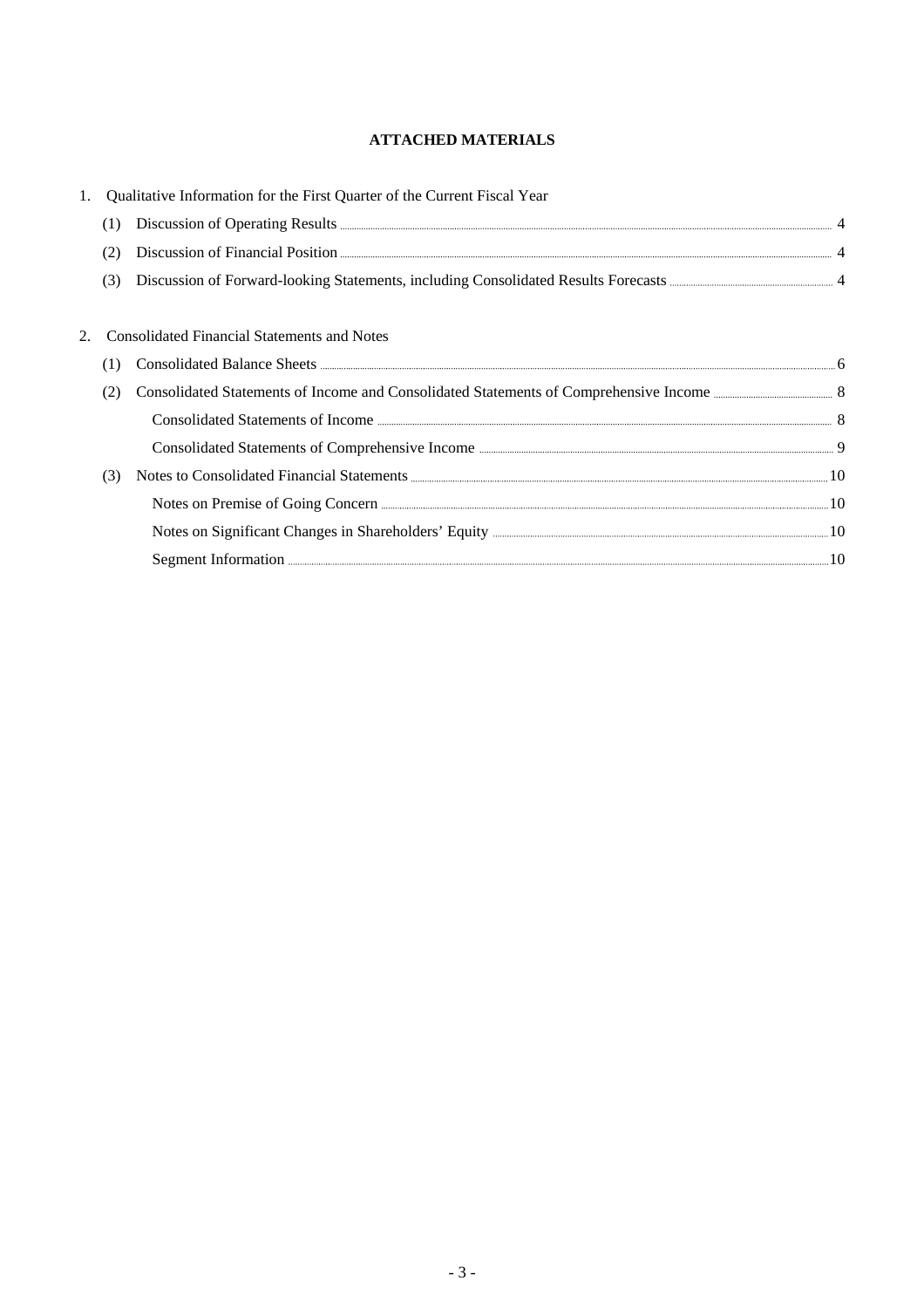# ATTACHED MATERIALS

1. Qualitative Information for the First Quarter of the Current Fiscal Year

| | | |
|---|---|---|
| (1) | Discussion of Operating Results | 4 |
| (2) | Discussion of Financial Position | 4 |
| (3) | Discussion of Forward-looking Statements, including Consolidated Results Forecasts | 4 |

2. Consolidated Financial Statements and Notes

| | | |
|---|---|---|
| (1) | Consolidated Balance Sheets | 6 |
| (2) | Consolidated Statements of Income and Consolidated Statements of Comprehensive Income | 8 |
| | Consolidated Statements of Income | 8 |
| | Consolidated Statements of Comprehensive Income | 9 |
| (3) | Notes to Consolidated Financial Statements | 10 |
| | Notes on Premise of Going Concern | 10 |
| | Notes on Significant Changes in Shareholders' Equity | 10 |
| | Segment Information | 10 |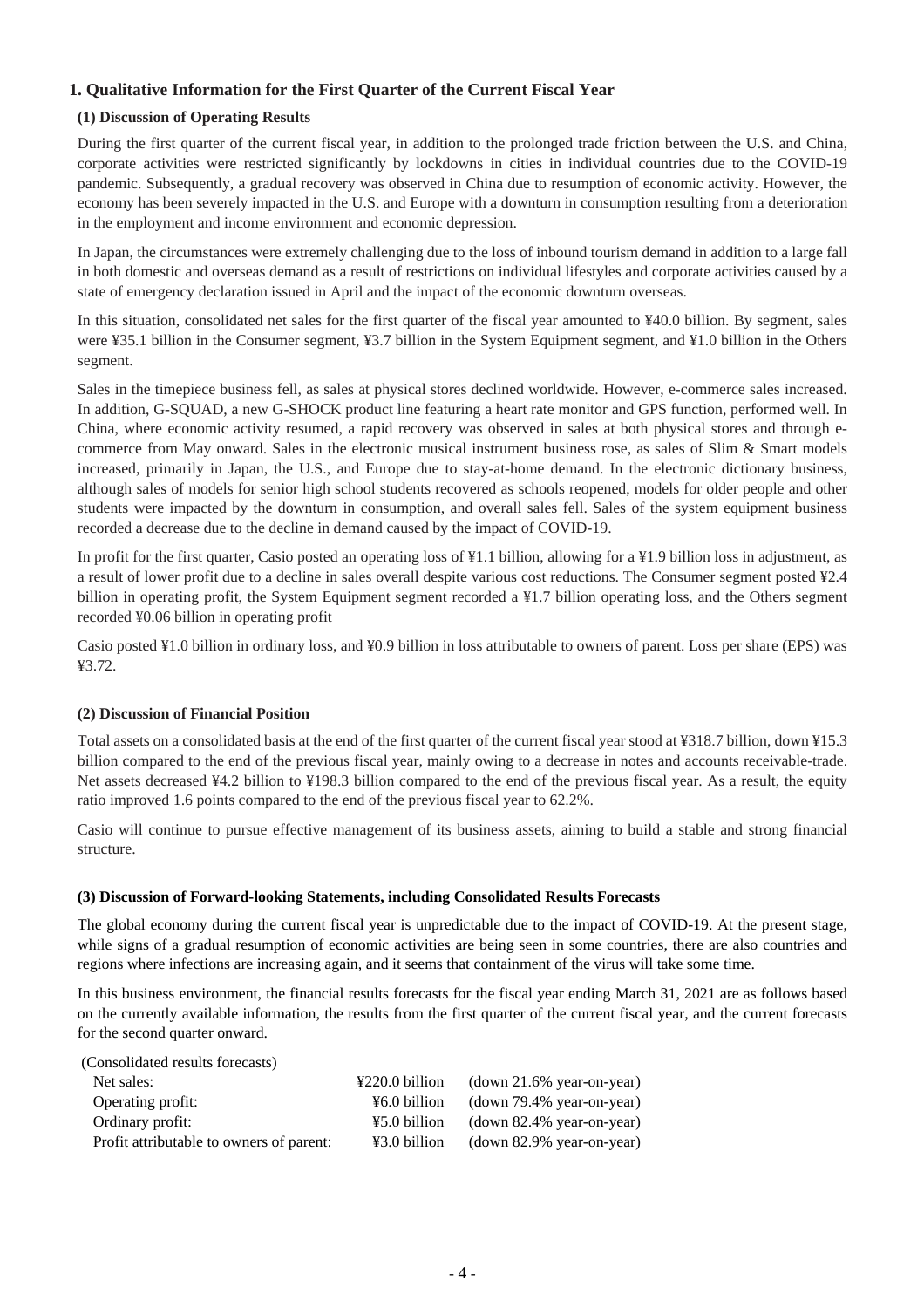## 1. Qualitative Information for the First Quarter of the Current Fiscal Year

### (1) Discussion of Operating Results

During the first quarter of the current fiscal year, in addition to the prolonged trade friction between the U.S. and China, corporate activities were restricted significantly by lockdowns in cities in individual countries due to the COVID-19 pandemic. Subsequently, a gradual recovery was observed in China due to resumption of economic activity. However, the economy has been severely impacted in the U.S. and Europe with a downturn in consumption resulting from a deterioration in the employment and income environment and economic depression.

In Japan, the circumstances were extremely challenging due to the loss of inbound tourism demand in addition to a large fall in both domestic and overseas demand as a result of restrictions on individual lifestyles and corporate activities caused by a state of emergency declaration issued in April and the impact of the economic downturn overseas.

In this situation, consolidated net sales for the first quarter of the fiscal year amounted to ¥40.0 billion. By segment, sales were ¥35.1 billion in the Consumer segment, ¥3.7 billion in the System Equipment segment, and ¥1.0 billion in the Others segment.

Sales in the timepiece business fell, as sales at physical stores declined worldwide. However, e-commerce sales increased. In addition, G-SQUAD, a new G-SHOCK product line featuring a heart rate monitor and GPS function, performed well. In China, where economic activity resumed, a rapid recovery was observed in sales at both physical stores and through e-commerce from May onward. Sales in the electronic musical instrument business rose, as sales of Slim & Smart models increased, primarily in Japan, the U.S., and Europe due to stay-at-home demand. In the electronic dictionary business, although sales of models for senior high school students recovered as schools reopened, models for older people and other students were impacted by the downturn in consumption, and overall sales fell. Sales of the system equipment business recorded a decrease due to the decline in demand caused by the impact of COVID-19.

In profit for the first quarter, Casio posted an operating loss of ¥1.1 billion, allowing for a ¥1.9 billion loss in adjustment, as a result of lower profit due to a decline in sales overall despite various cost reductions. The Consumer segment posted ¥2.4 billion in operating profit, the System Equipment segment recorded a ¥1.7 billion operating loss, and the Others segment recorded ¥0.06 billion in operating profit

Casio posted ¥1.0 billion in ordinary loss, and ¥0.9 billion in loss attributable to owners of parent. Loss per share (EPS) was ¥3.72.

### (2) Discussion of Financial Position

Total assets on a consolidated basis at the end of the first quarter of the current fiscal year stood at ¥318.7 billion, down ¥15.3 billion compared to the end of the previous fiscal year, mainly owing to a decrease in notes and accounts receivable-trade. Net assets decreased ¥4.2 billion to ¥198.3 billion compared to the end of the previous fiscal year. As a result, the equity ratio improved 1.6 points compared to the end of the previous fiscal year to 62.2%.

Casio will continue to pursue effective management of its business assets, aiming to build a stable and strong financial structure.

### (3) Discussion of Forward-looking Statements, including Consolidated Results Forecasts

The global economy during the current fiscal year is unpredictable due to the impact of COVID-19. At the present stage, while signs of a gradual resumption of economic activities are being seen in some countries, there are also countries and regions where infections are increasing again, and it seems that containment of the virus will take some time.

In this business environment, the financial results forecasts for the fiscal year ending March 31, 2021 are as follows based on the currently available information, the results from the first quarter of the current fiscal year, and the current forecasts for the second quarter onward.

(Consolidated results forecasts)

| | | |
|---|---|---|
| Net sales: | ¥220.0 billion | (down 21.6% year-on-year) |
| Operating profit: | ¥6.0 billion | (down 79.4% year-on-year) |
| Ordinary profit: | ¥5.0 billion | (down 82.4% year-on-year) |
| Profit attributable to owners of parent: | ¥3.0 billion | (down 82.9% year-on-year) |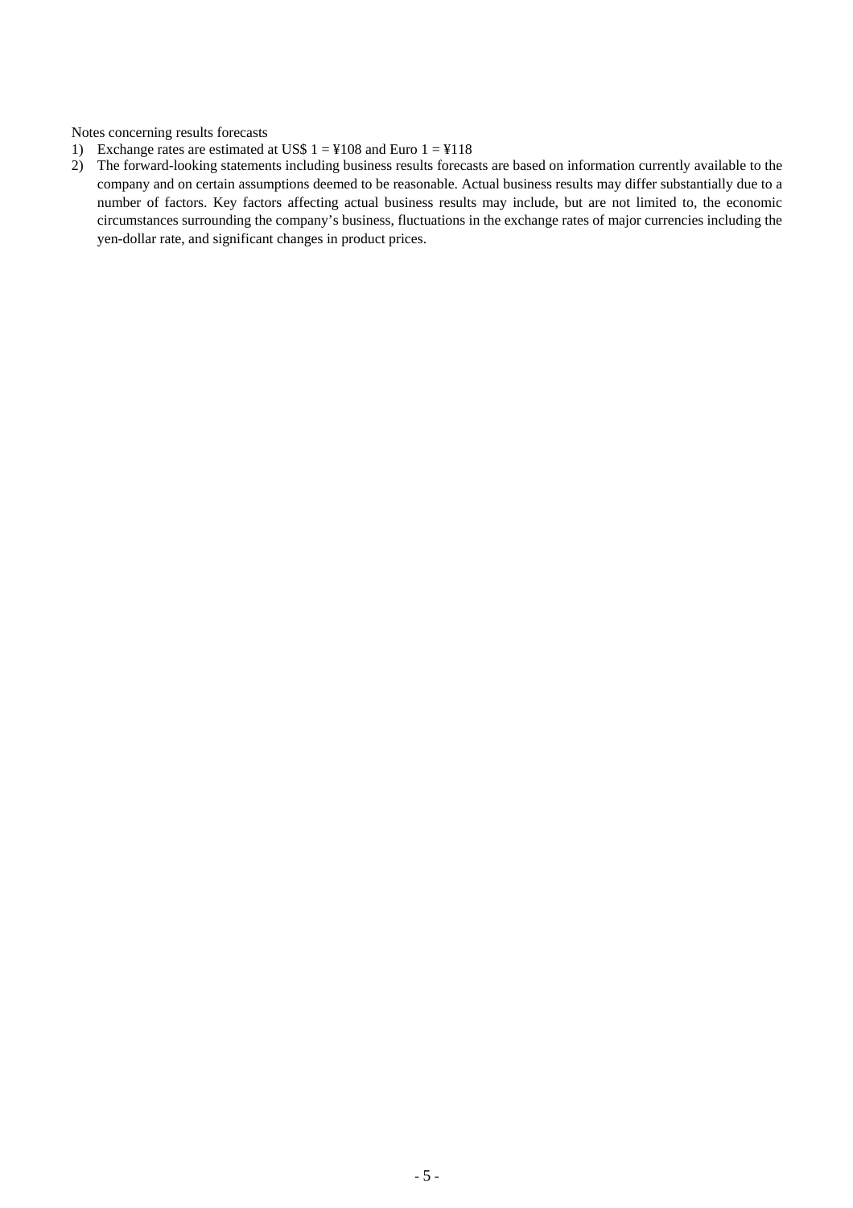Notes concerning results forecasts

1) Exchange rates are estimated at US$ 1 = ¥108 and Euro 1 = ¥118
2) The forward-looking statements including business results forecasts are based on information currently available to the company and on certain assumptions deemed to be reasonable. Actual business results may differ substantially due to a number of factors. Key factors affecting actual business results may include, but are not limited to, the economic circumstances surrounding the company's business, fluctuations in the exchange rates of major currencies including the yen-dollar rate, and significant changes in product prices.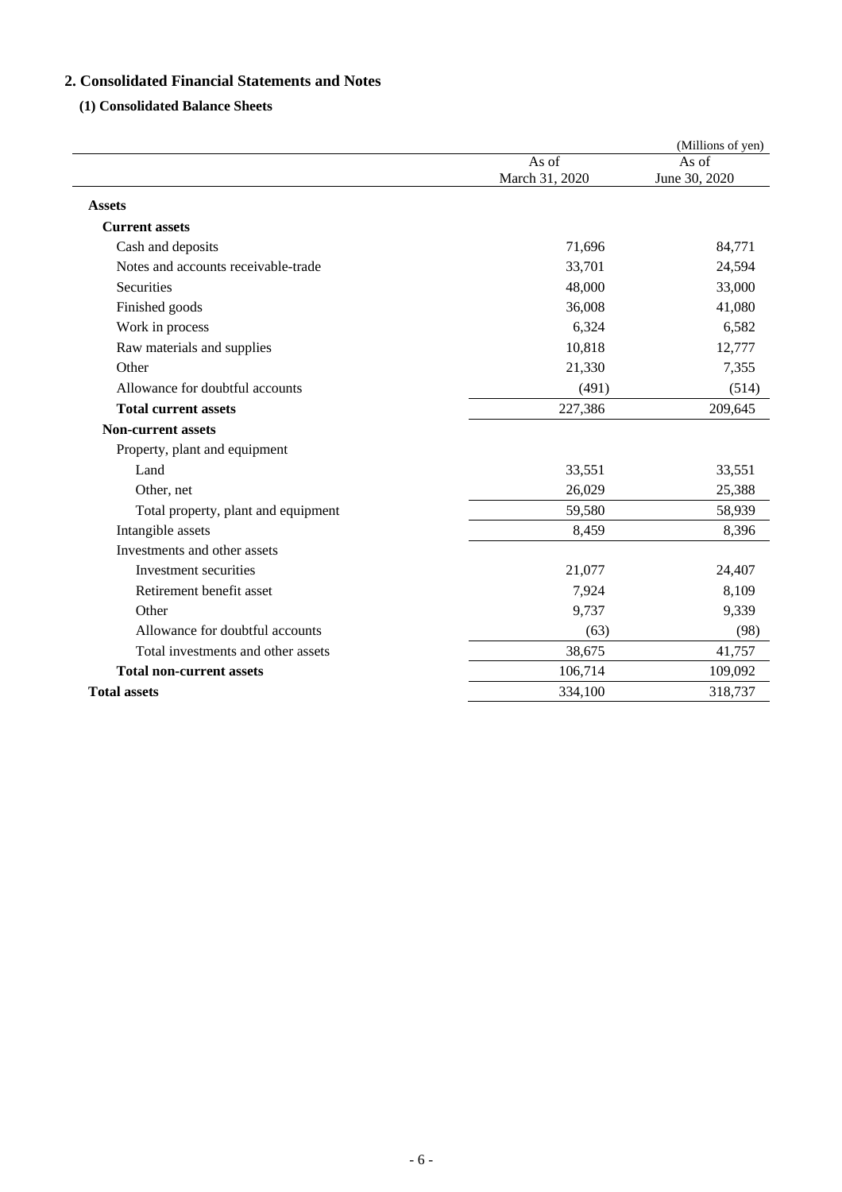## 2. Consolidated Financial Statements and Notes

### (1) Consolidated Balance Sheets

(Millions of yen)

| | As of March 31, 2020 | As of June 30, 2020 |
|---|---|---|
| **Assets** | | |
| **Current assets** | | |
| Cash and deposits | 71,696 | 84,771 |
| Notes and accounts receivable-trade | 33,701 | 24,594 |
| Securities | 48,000 | 33,000 |
| Finished goods | 36,008 | 41,080 |
| Work in process | 6,324 | 6,582 |
| Raw materials and supplies | 10,818 | 12,777 |
| Other | 21,330 | 7,355 |
| Allowance for doubtful accounts | (491) | (514) |
| **Total current assets** | 227,386 | 209,645 |
| **Non-current assets** | | |
| Property, plant and equipment | | |
| Land | 33,551 | 33,551 |
| Other, net | 26,029 | 25,388 |
| Total property, plant and equipment | 59,580 | 58,939 |
| Intangible assets | 8,459 | 8,396 |
| Investments and other assets | | |
| Investment securities | 21,077 | 24,407 |
| Retirement benefit asset | 7,924 | 8,109 |
| Other | 9,737 | 9,339 |
| Allowance for doubtful accounts | (63) | (98) |
| Total investments and other assets | 38,675 | 41,757 |
| **Total non-current assets** | 106,714 | 109,092 |
| **Total assets** | 334,100 | 318,737 |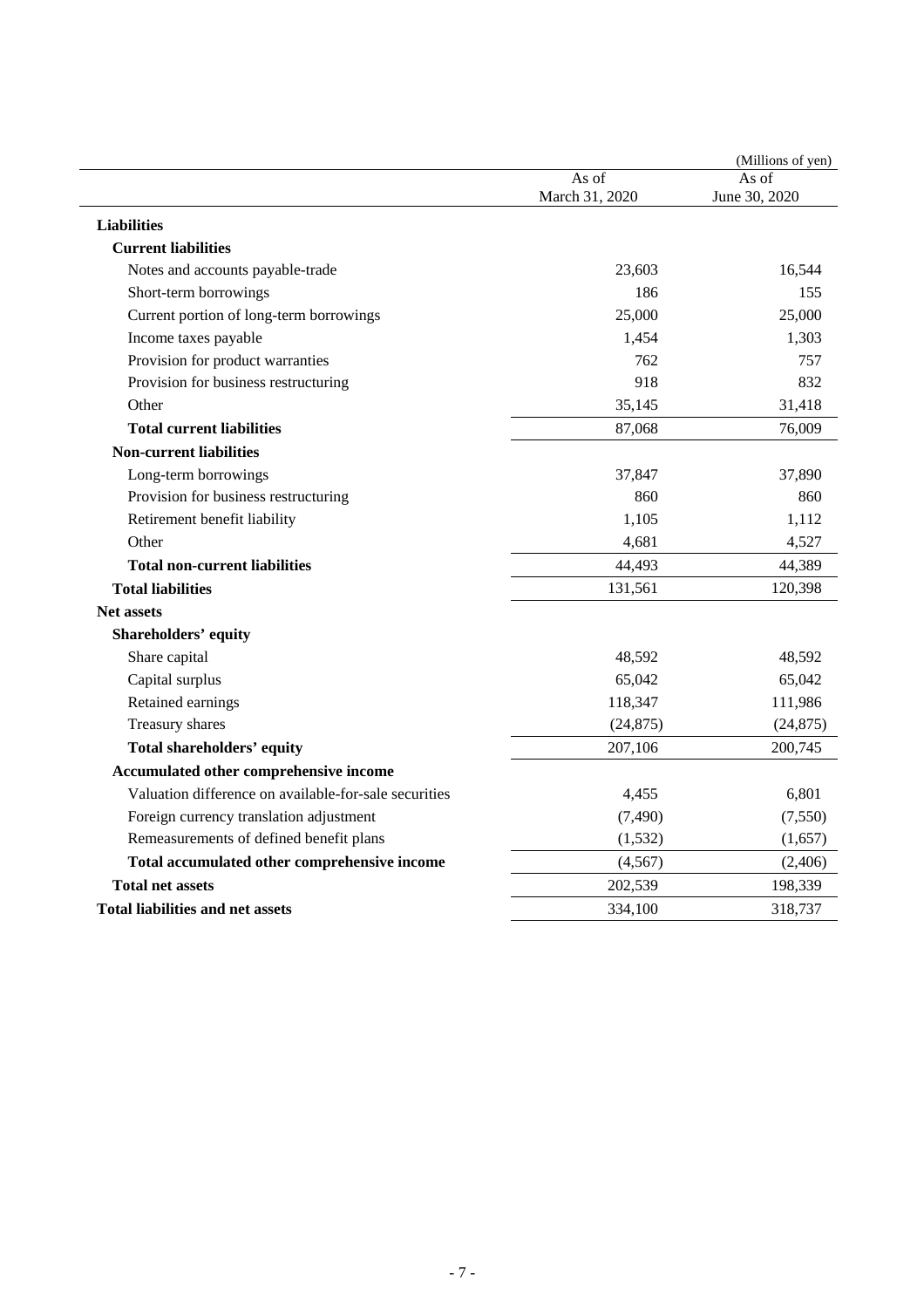(Millions of yen)

| | As of March 31, 2020 | As of June 30, 2020 |
|---|---|---|
| **Liabilities** | | |
| **Current liabilities** | | |
| Notes and accounts payable-trade | 23,603 | 16,544 |
| Short-term borrowings | 186 | 155 |
| Current portion of long-term borrowings | 25,000 | 25,000 |
| Income taxes payable | 1,454 | 1,303 |
| Provision for product warranties | 762 | 757 |
| Provision for business restructuring | 918 | 832 |
| Other | 35,145 | 31,418 |
| **Total current liabilities** | 87,068 | 76,009 |
| **Non-current liabilities** | | |
| Long-term borrowings | 37,847 | 37,890 |
| Provision for business restructuring | 860 | 860 |
| Retirement benefit liability | 1,105 | 1,112 |
| Other | 4,681 | 4,527 |
| **Total non-current liabilities** | 44,493 | 44,389 |
| **Total liabilities** | 131,561 | 120,398 |
| **Net assets** | | |
| **Shareholders' equity** | | |
| Share capital | 48,592 | 48,592 |
| Capital surplus | 65,042 | 65,042 |
| Retained earnings | 118,347 | 111,986 |
| Treasury shares | (24,875) | (24,875) |
| **Total shareholders' equity** | 207,106 | 200,745 |
| **Accumulated other comprehensive income** | | |
| Valuation difference on available-for-sale securities | 4,455 | 6,801 |
| Foreign currency translation adjustment | (7,490) | (7,550) |
| Remeasurements of defined benefit plans | (1,532) | (1,657) |
| **Total accumulated other comprehensive income** | (4,567) | (2,406) |
| **Total net assets** | 202,539 | 198,339 |
| **Total liabilities and net assets** | 334,100 | 318,737 |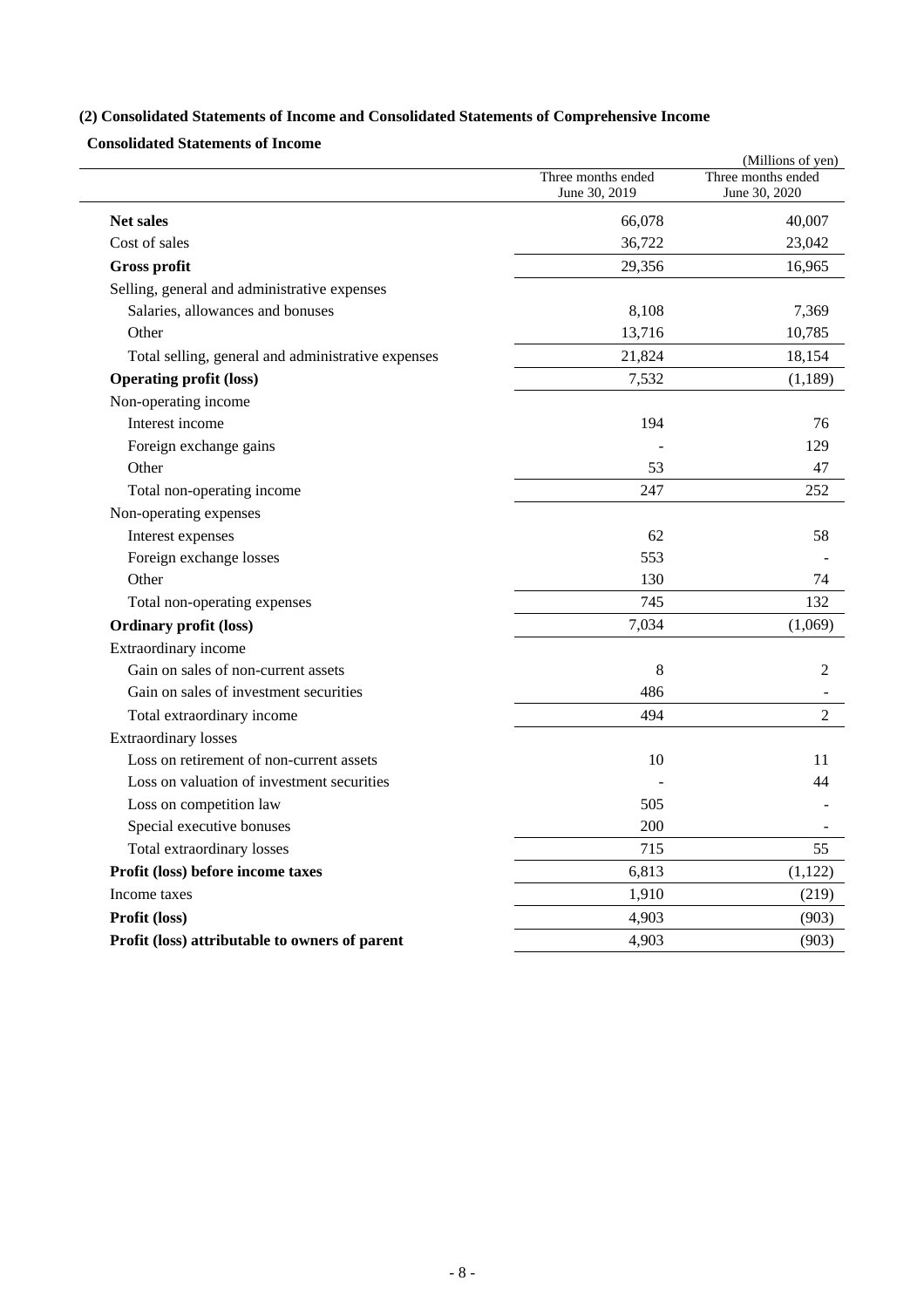## (2) Consolidated Statements of Income and Consolidated Statements of Comprehensive Income

### Consolidated Statements of Income

(Millions of yen)

| | Three months ended June 30, 2019 | Three months ended June 30, 2020 |
|---|---|---|
| **Net sales** | 66,078 | 40,007 |
| Cost of sales | 36,722 | 23,042 |
| **Gross profit** | 29,356 | 16,965 |
| Selling, general and administrative expenses | | |
| Salaries, allowances and bonuses | 8,108 | 7,369 |
| Other | 13,716 | 10,785 |
| Total selling, general and administrative expenses | 21,824 | 18,154 |
| **Operating profit (loss)** | 7,532 | (1,189) |
| Non-operating income | | |
| Interest income | 194 | 76 |
| Foreign exchange gains | - | 129 |
| Other | 53 | 47 |
| Total non-operating income | 247 | 252 |
| Non-operating expenses | | |
| Interest expenses | 62 | 58 |
| Foreign exchange losses | 553 | - |
| Other | 130 | 74 |
| Total non-operating expenses | 745 | 132 |
| **Ordinary profit (loss)** | 7,034 | (1,069) |
| Extraordinary income | | |
| Gain on sales of non-current assets | 8 | 2 |
| Gain on sales of investment securities | 486 | - |
| Total extraordinary income | 494 | 2 |
| Extraordinary losses | | |
| Loss on retirement of non-current assets | 10 | 11 |
| Loss on valuation of investment securities | - | 44 |
| Loss on competition law | 505 | - |
| Special executive bonuses | 200 | - |
| Total extraordinary losses | 715 | 55 |
| **Profit (loss) before income taxes** | 6,813 | (1,122) |
| Income taxes | 1,910 | (219) |
| **Profit (loss)** | 4,903 | (903) |
| **Profit (loss) attributable to owners of parent** | 4,903 | (903) |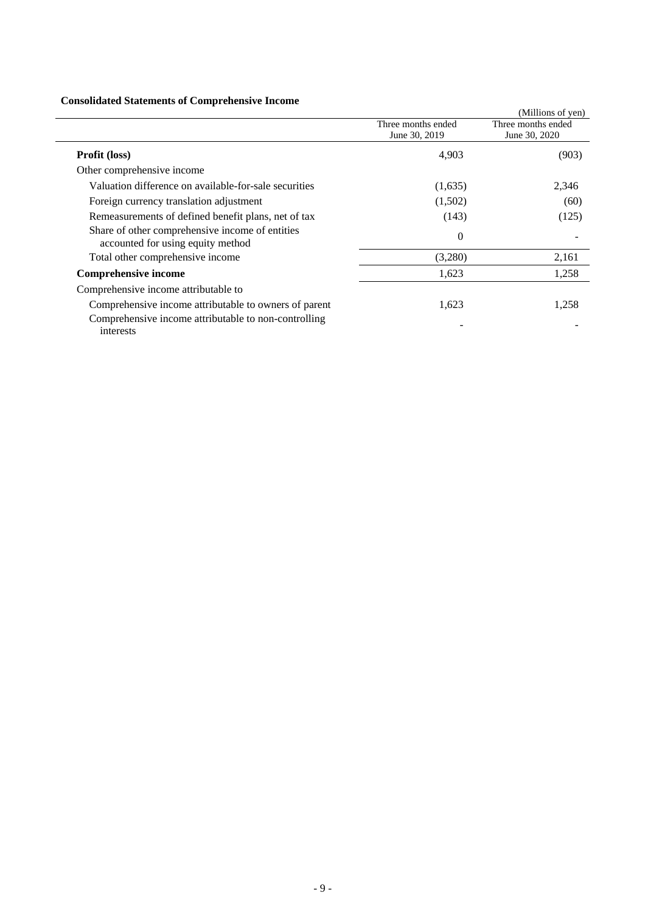**Consolidated Statements of Comprehensive Income**

(Millions of yen)

| | Three months ended June 30, 2019 | Three months ended June 30, 2020 |
|---|---|---|
| **Profit (loss)** | 4,903 | (903) |
| Other comprehensive income | | |
| Valuation difference on available-for-sale securities | (1,635) | 2,346 |
| Foreign currency translation adjustment | (1,502) | (60) |
| Remeasurements of defined benefit plans, net of tax | (143) | (125) |
| Share of other comprehensive income of entities accounted for using equity method | 0 | - |
| Total other comprehensive income | (3,280) | 2,161 |
| **Comprehensive income** | 1,623 | 1,258 |
| Comprehensive income attributable to | | |
| Comprehensive income attributable to owners of parent | 1,623 | 1,258 |
| Comprehensive income attributable to non-controlling interests | - | - |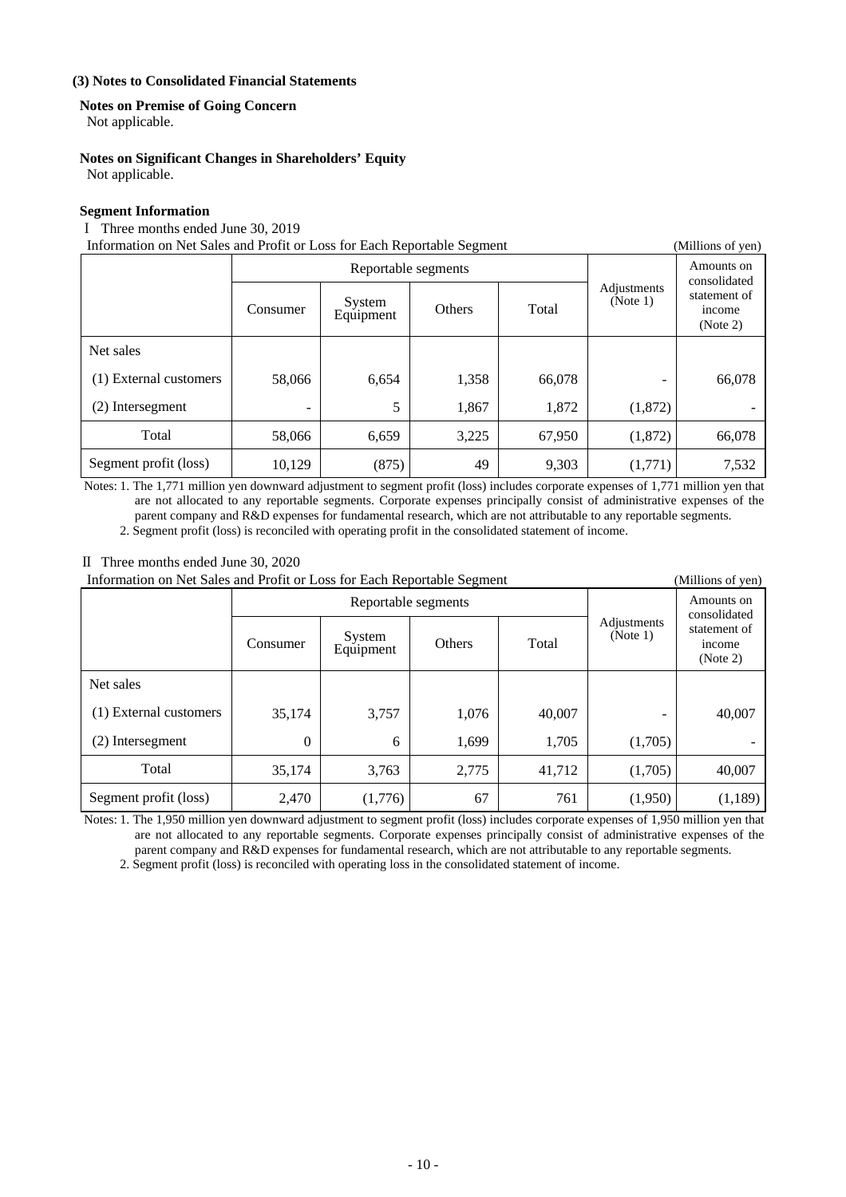### (3) Notes to Consolidated Financial Statements

**Notes on Premise of Going Concern**

Not applicable.

**Notes on Significant Changes in Shareholders' Equity**

Not applicable.

**Segment Information**

Ⅰ Three months ended June 30, 2019

Information on Net Sales and Profit or Loss for Each Reportable Segment (Millions of yen)

| | Reportable segments | | | | Adjustments (Note 1) | Amounts on consolidated statement of income (Note 2) |
|---|---|---|---|---|---|---|
| | Consumer | System Equipment | Others | Total | | |
| Net sales | | | | | | |
| (1) External customers | 58,066 | 6,654 | 1,358 | 66,078 | - | 66,078 |
| (2) Intersegment | - | 5 | 1,867 | 1,872 | (1,872) | - |
| Total | 58,066 | 6,659 | 3,225 | 67,950 | (1,872) | 66,078 |
| Segment profit (loss) | 10,129 | (875) | 49 | 9,303 | (1,771) | 7,532 |

Notes: 1. The 1,771 million yen downward adjustment to segment profit (loss) includes corporate expenses of 1,771 million yen that are not allocated to any reportable segments. Corporate expenses principally consist of administrative expenses of the parent company and R&D expenses for fundamental research, which are not attributable to any reportable segments.

2. Segment profit (loss) is reconciled with operating profit in the consolidated statement of income.

Ⅱ Three months ended June 30, 2020

Information on Net Sales and Profit or Loss for Each Reportable Segment (Millions of yen)

| | Reportable segments | | | | Adjustments (Note 1) | Amounts on consolidated statement of income (Note 2) |
|---|---|---|---|---|---|---|
| | Consumer | System Equipment | Others | Total | | |
| Net sales | | | | | | |
| (1) External customers | 35,174 | 3,757 | 1,076 | 40,007 | - | 40,007 |
| (2) Intersegment | 0 | 6 | 1,699 | 1,705 | (1,705) | - |
| Total | 35,174 | 3,763 | 2,775 | 41,712 | (1,705) | 40,007 |
| Segment profit (loss) | 2,470 | (1,776) | 67 | 761 | (1,950) | (1,189) |

Notes: 1. The 1,950 million yen downward adjustment to segment profit (loss) includes corporate expenses of 1,950 million yen that are not allocated to any reportable segments. Corporate expenses principally consist of administrative expenses of the parent company and R&D expenses for fundamental research, which are not attributable to any reportable segments.

2. Segment profit (loss) is reconciled with operating loss in the consolidated statement of income.